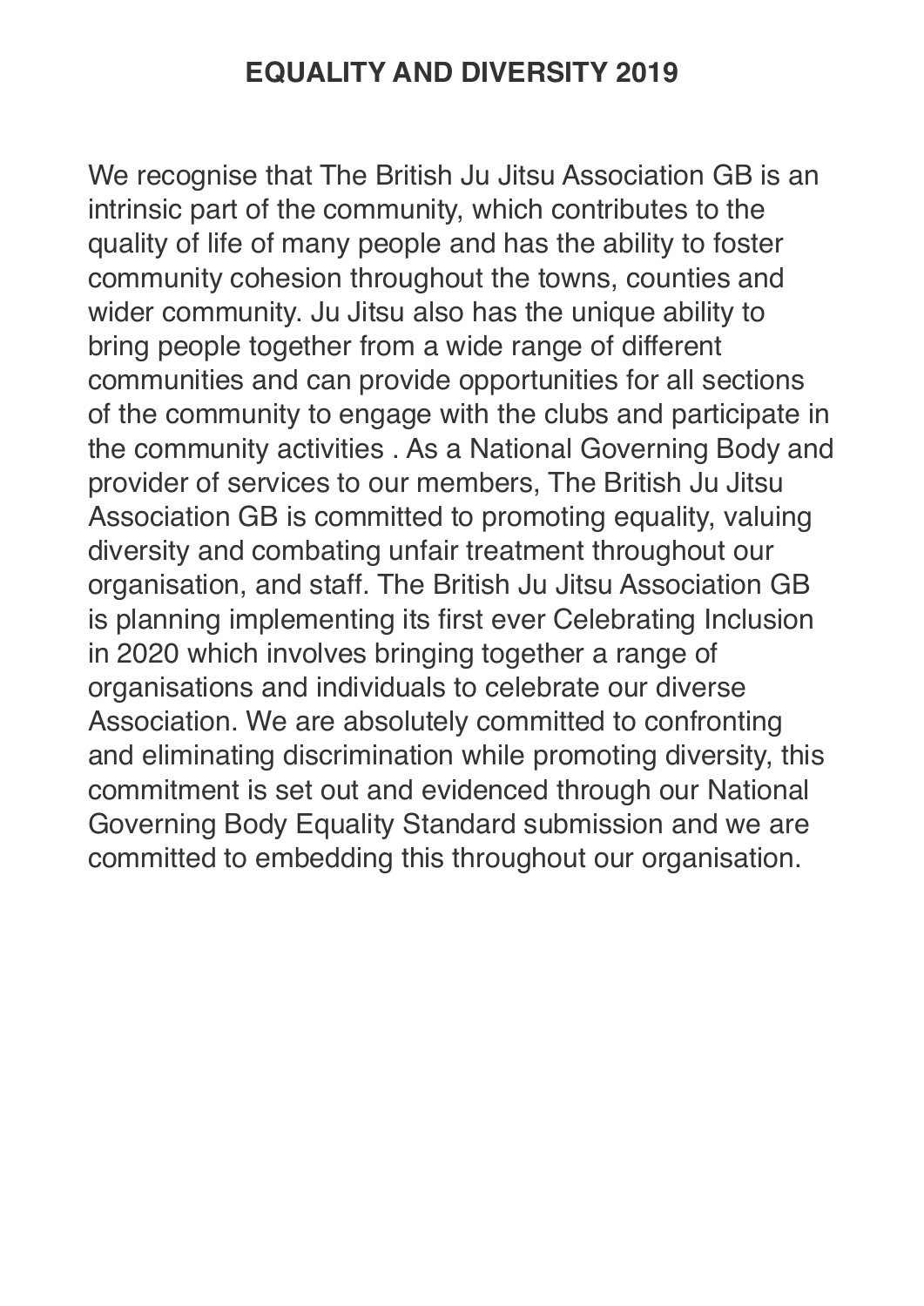# EQUALITY AND DIVERSITY 2019

We recognise that The British Ju Jitsu Association GB is an intrinsic part of the community, which contributes to the quality of life of many people and has the ability to foster community cohesion throughout the towns, counties and wider community. Ju Jitsu also has the unique ability to bring people together from a wide range of different communities and can provide opportunities for all sections of the community to engage with the clubs and participate in the community activities . As a National Governing Body and provider of services to our members, The British Ju Jitsu Association GB is committed to promoting equality, valuing diversity and combating unfair treatment throughout our organisation, and staff. The British Ju Jitsu Association GB is planning implementing its first ever Celebrating Inclusion in 2020 which involves bringing together a range of organisations and individuals to celebrate our diverse Association. We are absolutely committed to confronting and eliminating discrimination while promoting diversity, this commitment is set out and evidenced through our National Governing Body Equality Standard submission and we are committed to embedding this throughout our organisation.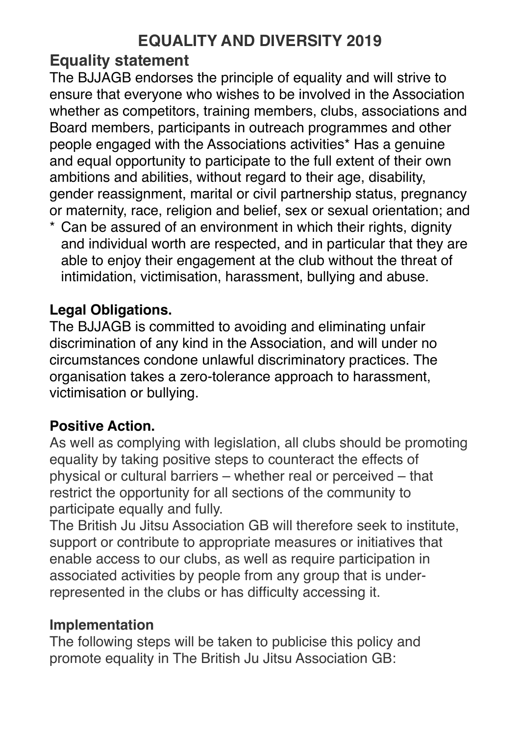# EQUALITY AND DIVERSITY 2019

## Equality statement

The BJJAGB endorses the principle of equality and will strive to ensure that everyone who wishes to be involved in the Association whether as competitors, training members, clubs, associations and Board members, participants in outreach programmes and other people engaged with the Associations activities* Has a genuine and equal opportunity to participate to the full extent of their own ambitions and abilities, without regard to their age, disability, gender reassignment, marital or civil partnership status, pregnancy or maternity, race, religion and belief, sex or sexual orientation; and

* Can be assured of an environment in which their rights, dignity and individual worth are respected, and in particular that they are able to enjoy their engagement at the club without the threat of intimidation, victimisation, harassment, bullying and abuse.

**Legal Obligations.**

The BJJAGB is committed to avoiding and eliminating unfair discrimination of any kind in the Association, and will under no circumstances condone unlawful discriminatory practices. The organisation takes a zero-tolerance approach to harassment, victimisation or bullying.

**Positive Action.**

As well as complying with legislation, all clubs should be promoting equality by taking positive steps to counteract the effects of physical or cultural barriers – whether real or perceived – that restrict the opportunity for all sections of the community to participate equally and fully.

The British Ju Jitsu Association GB will therefore seek to institute, support or contribute to appropriate measures or initiatives that enable access to our clubs, as well as require participation in associated activities by people from any group that is under-represented in the clubs or has difficulty accessing it.

**Implementation**

The following steps will be taken to publicise this policy and promote equality in The British Ju Jitsu Association GB: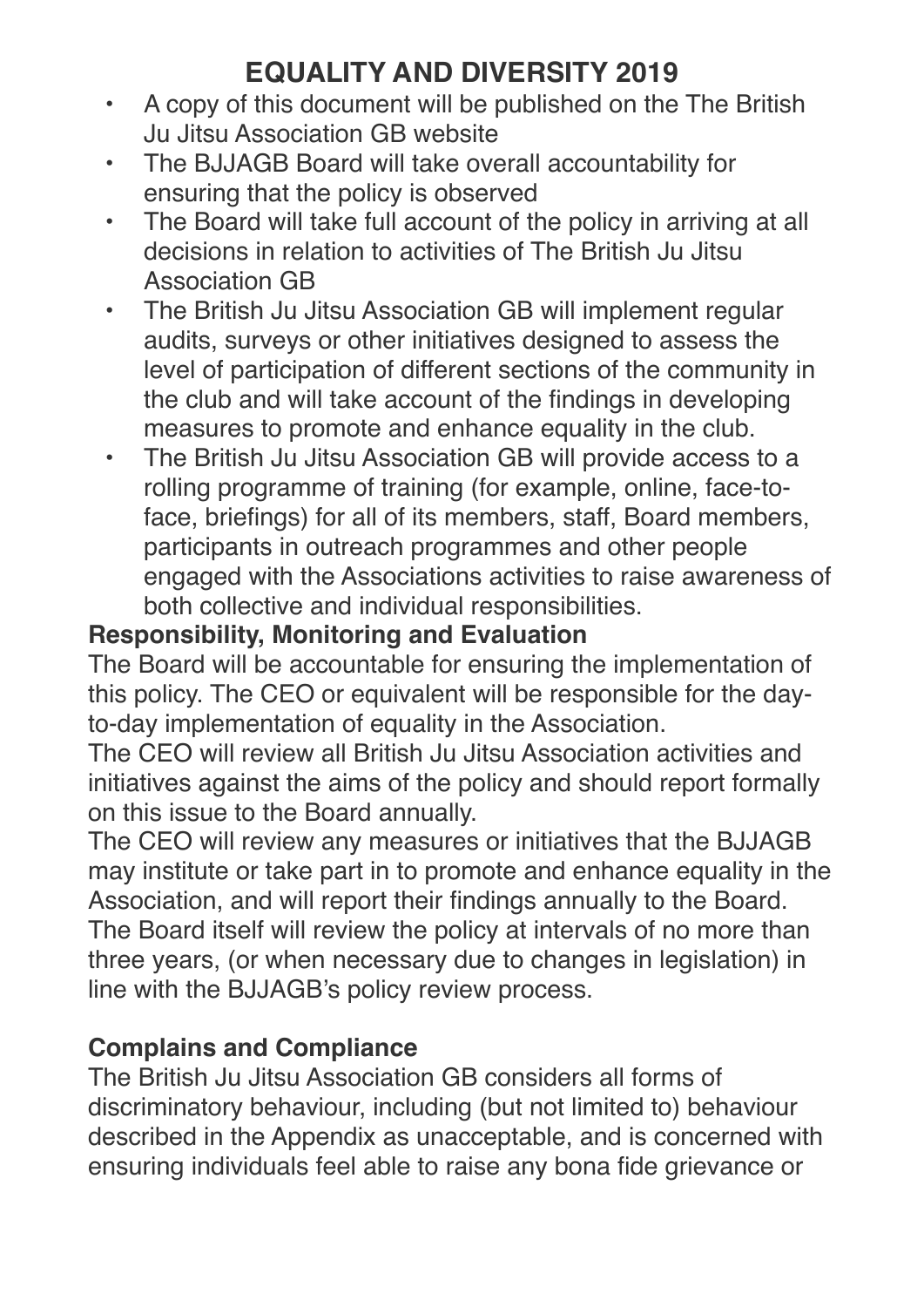# EQUALITY AND DIVERSITY 2019

- A copy of this document will be published on the The British Ju Jitsu Association GB website
- The BJJAGB Board will take overall accountability for ensuring that the policy is observed
- The Board will take full account of the policy in arriving at all decisions in relation to activities of The British Ju Jitsu Association GB
- The British Ju Jitsu Association GB will implement regular audits, surveys or other initiatives designed to assess the level of participation of different sections of the community in the club and will take account of the findings in developing measures to promote and enhance equality in the club.
- The British Ju Jitsu Association GB will provide access to a rolling programme of training (for example, online, face-to-face, briefings) for all of its members, staff, Board members, participants in outreach programmes and other people engaged with the Associations activities to raise awareness of both collective and individual responsibilities.

**Responsibility, Monitoring and Evaluation**

The Board will be accountable for ensuring the implementation of this policy. The CEO or equivalent will be responsible for the day-to-day implementation of equality in the Association.

The CEO will review all British Ju Jitsu Association activities and initiatives against the aims of the policy and should report formally on this issue to the Board annually.

The CEO will review any measures or initiatives that the BJJAGB may institute or take part in to promote and enhance equality in the Association, and will report their findings annually to the Board.

The Board itself will review the policy at intervals of no more than three years, (or when necessary due to changes in legislation) in line with the BJJAGB's policy review process.

**Complains and Compliance**

The British Ju Jitsu Association GB considers all forms of discriminatory behaviour, including (but not limited to) behaviour described in the Appendix as unacceptable, and is concerned with ensuring individuals feel able to raise any bona fide grievance or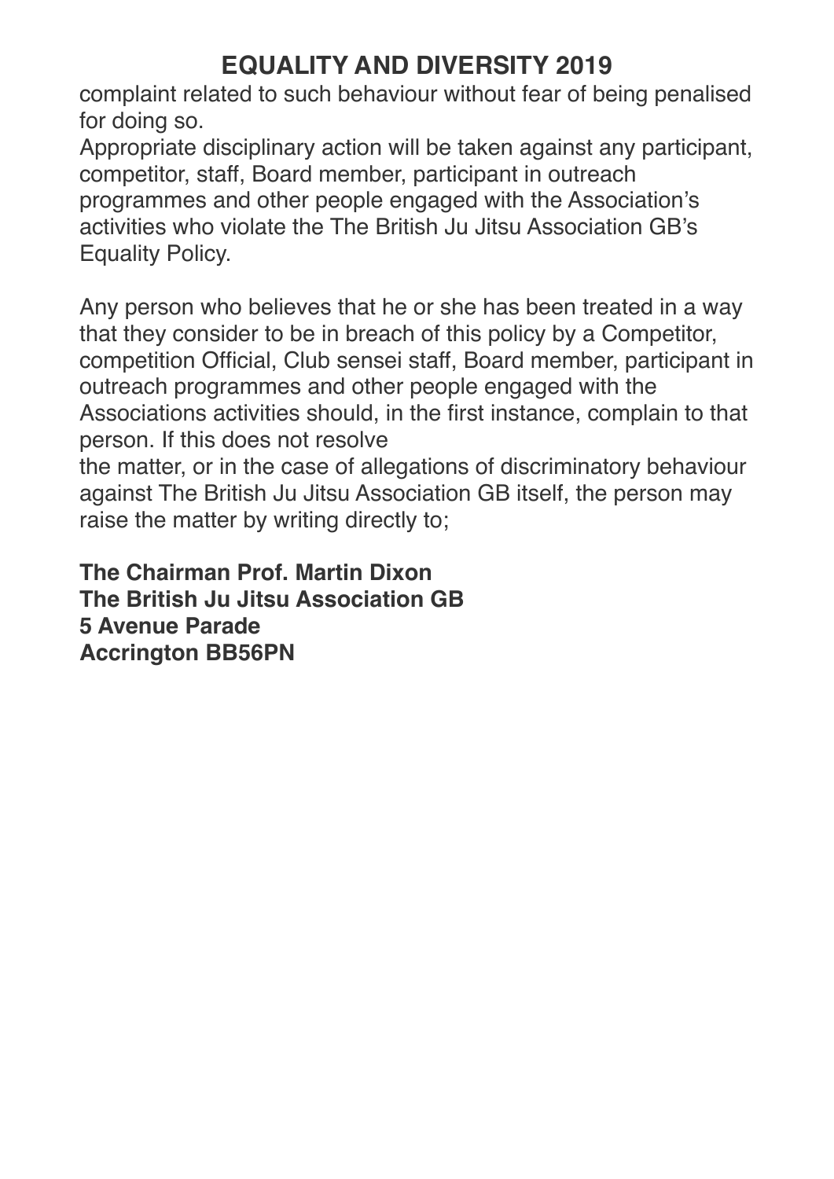complaint related to such behaviour without fear of being penalised for doing so.

Appropriate disciplinary action will be taken against any participant, competitor, staff, Board member, participant in outreach programmes and other people engaged with the Association's activities who violate the The British Ju Jitsu Association GB's Equality Policy.

Any person who believes that he or she has been treated in a way that they consider to be in breach of this policy by a Competitor, competition Official, Club sensei staff, Board member, participant in outreach programmes and other people engaged with the Associations activities should, in the first instance, complain to that person. If this does not resolve the matter, or in the case of allegations of discriminatory behaviour against The British Ju Jitsu Association GB itself, the person may raise the matter by writing directly to;

**The Chairman Prof. Martin Dixon**
**The British Ju Jitsu Association GB**
**5 Avenue Parade**
**Accrington BB56PN**